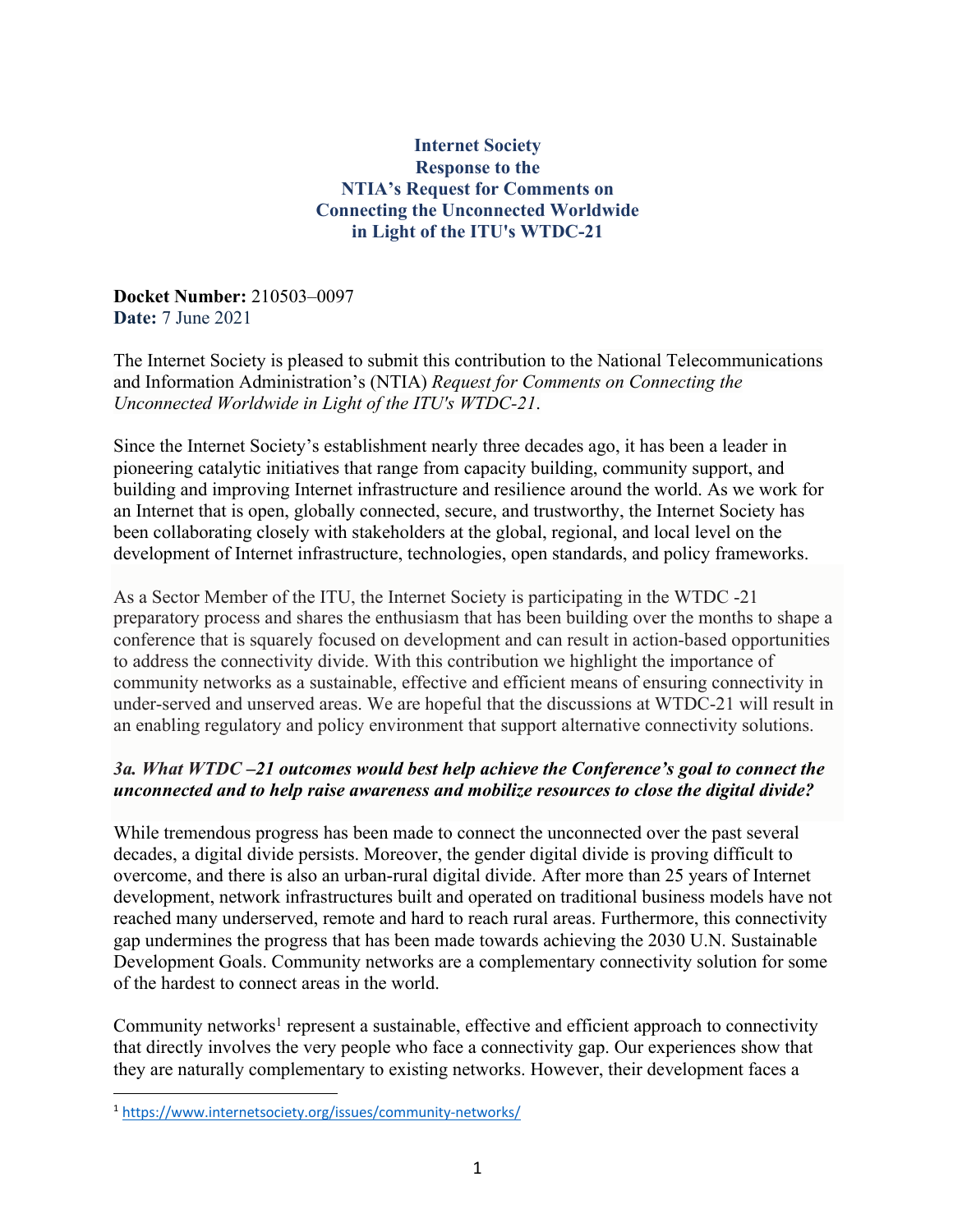**Internet Society**
**Response to the**
**NTIA's Request for Comments on**
**Connecting the Unconnected Worldwide**
**in Light of the ITU's WTDC-21**

**Docket Number:** 210503–0097
**Date:** 7 June 2021

The Internet Society is pleased to submit this contribution to the National Telecommunications and Information Administration's (NTIA) *Request for Comments on Connecting the Unconnected Worldwide in Light of the ITU's WTDC-21*.

Since the Internet Society's establishment nearly three decades ago, it has been a leader in pioneering catalytic initiatives that range from capacity building, community support, and building and improving Internet infrastructure and resilience around the world. As we work for an Internet that is open, globally connected, secure, and trustworthy, the Internet Society has been collaborating closely with stakeholders at the global, regional, and local level on the development of Internet infrastructure, technologies, open standards, and policy frameworks.

As a Sector Member of the ITU, the Internet Society is participating in the WTDC -21 preparatory process and shares the enthusiasm that has been building over the months to shape a conference that is squarely focused on development and can result in action-based opportunities to address the connectivity divide. With this contribution we highlight the importance of community networks as a sustainable, effective and efficient means of ensuring connectivity in under-served and unserved areas. We are hopeful that the discussions at WTDC-21 will result in an enabling regulatory and policy environment that support alternative connectivity solutions.

***3a. What WTDC –21 outcomes would best help achieve the Conference's goal to connect the unconnected and to help raise awareness and mobilize resources to close the digital divide?***

While tremendous progress has been made to connect the unconnected over the past several decades, a digital divide persists. Moreover, the gender digital divide is proving difficult to overcome, and there is also an urban-rural digital divide. After more than 25 years of Internet development, network infrastructures built and operated on traditional business models have not reached many underserved, remote and hard to reach rural areas. Furthermore, this connectivity gap undermines the progress that has been made towards achieving the 2030 U.N. Sustainable Development Goals. Community networks are a complementary connectivity solution for some of the hardest to connect areas in the world.

Community networks[1] represent a sustainable, effective and efficient approach to connectivity that directly involves the very people who face a connectivity gap. Our experiences show that they are naturally complementary to existing networks. However, their development faces a

[1] https://www.internetsociety.org/issues/community-networks/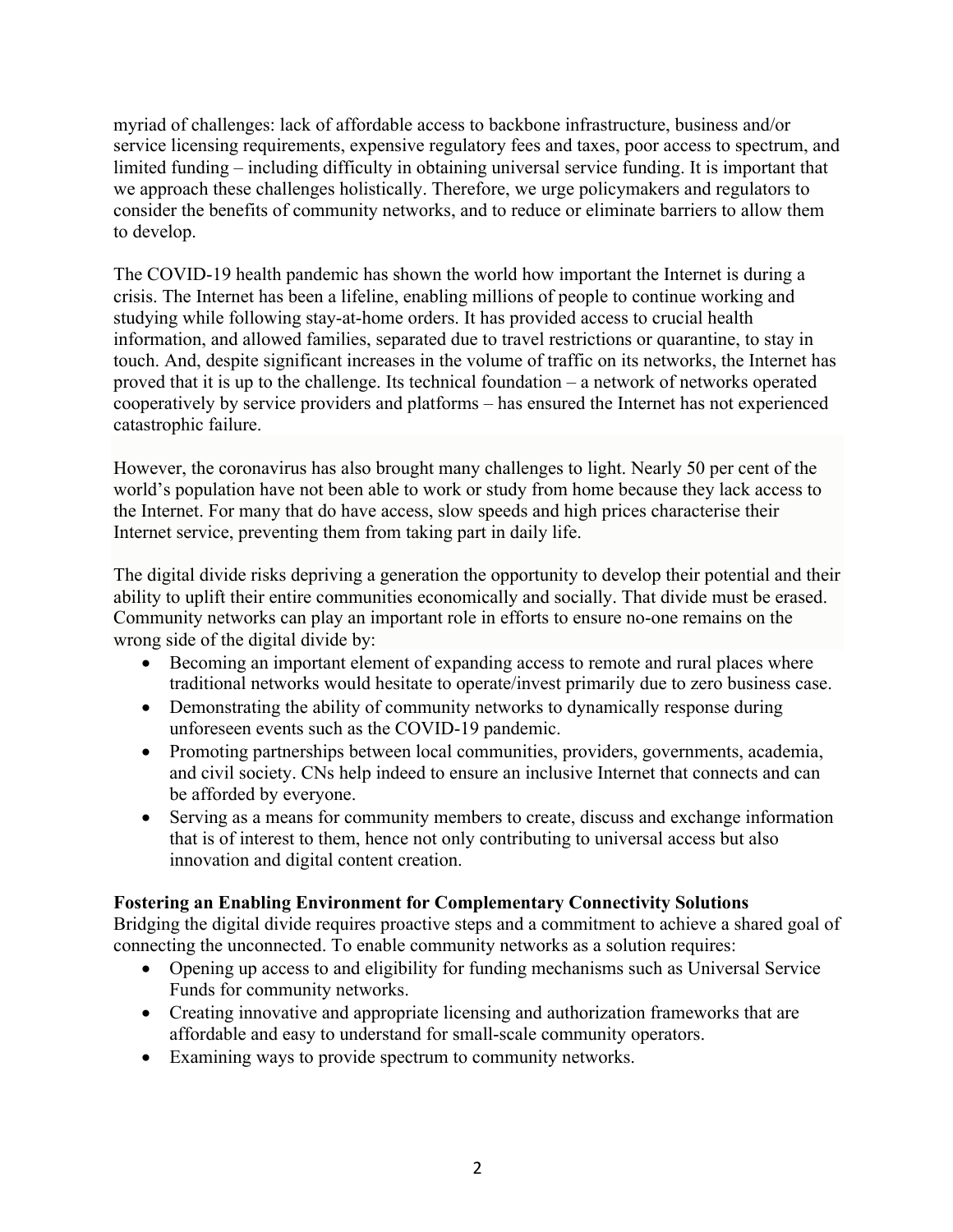myriad of challenges: lack of affordable access to backbone infrastructure, business and/or service licensing requirements, expensive regulatory fees and taxes, poor access to spectrum, and limited funding – including difficulty in obtaining universal service funding. It is important that we approach these challenges holistically. Therefore, we urge policymakers and regulators to consider the benefits of community networks, and to reduce or eliminate barriers to allow them to develop.

The COVID-19 health pandemic has shown the world how important the Internet is during a crisis. The Internet has been a lifeline, enabling millions of people to continue working and studying while following stay-at-home orders. It has provided access to crucial health information, and allowed families, separated due to travel restrictions or quarantine, to stay in touch. And, despite significant increases in the volume of traffic on its networks, the Internet has proved that it is up to the challenge. Its technical foundation – a network of networks operated cooperatively by service providers and platforms – has ensured the Internet has not experienced catastrophic failure.

However, the coronavirus has also brought many challenges to light. Nearly 50 per cent of the world's population have not been able to work or study from home because they lack access to the Internet. For many that do have access, slow speeds and high prices characterise their Internet service, preventing them from taking part in daily life.

The digital divide risks depriving a generation the opportunity to develop their potential and their ability to uplift their entire communities economically and socially. That divide must be erased. Community networks can play an important role in efforts to ensure no-one remains on the wrong side of the digital divide by:

- Becoming an important element of expanding access to remote and rural places where traditional networks would hesitate to operate/invest primarily due to zero business case.
- Demonstrating the ability of community networks to dynamically response during unforeseen events such as the COVID-19 pandemic.
- Promoting partnerships between local communities, providers, governments, academia, and civil society. CNs help indeed to ensure an inclusive Internet that connects and can be afforded by everyone.
- Serving as a means for community members to create, discuss and exchange information that is of interest to them, hence not only contributing to universal access but also innovation and digital content creation.

**Fostering an Enabling Environment for Complementary Connectivity Solutions**

Bridging the digital divide requires proactive steps and a commitment to achieve a shared goal of connecting the unconnected. To enable community networks as a solution requires:

- Opening up access to and eligibility for funding mechanisms such as Universal Service Funds for community networks.
- Creating innovative and appropriate licensing and authorization frameworks that are affordable and easy to understand for small-scale community operators.
- Examining ways to provide spectrum to community networks.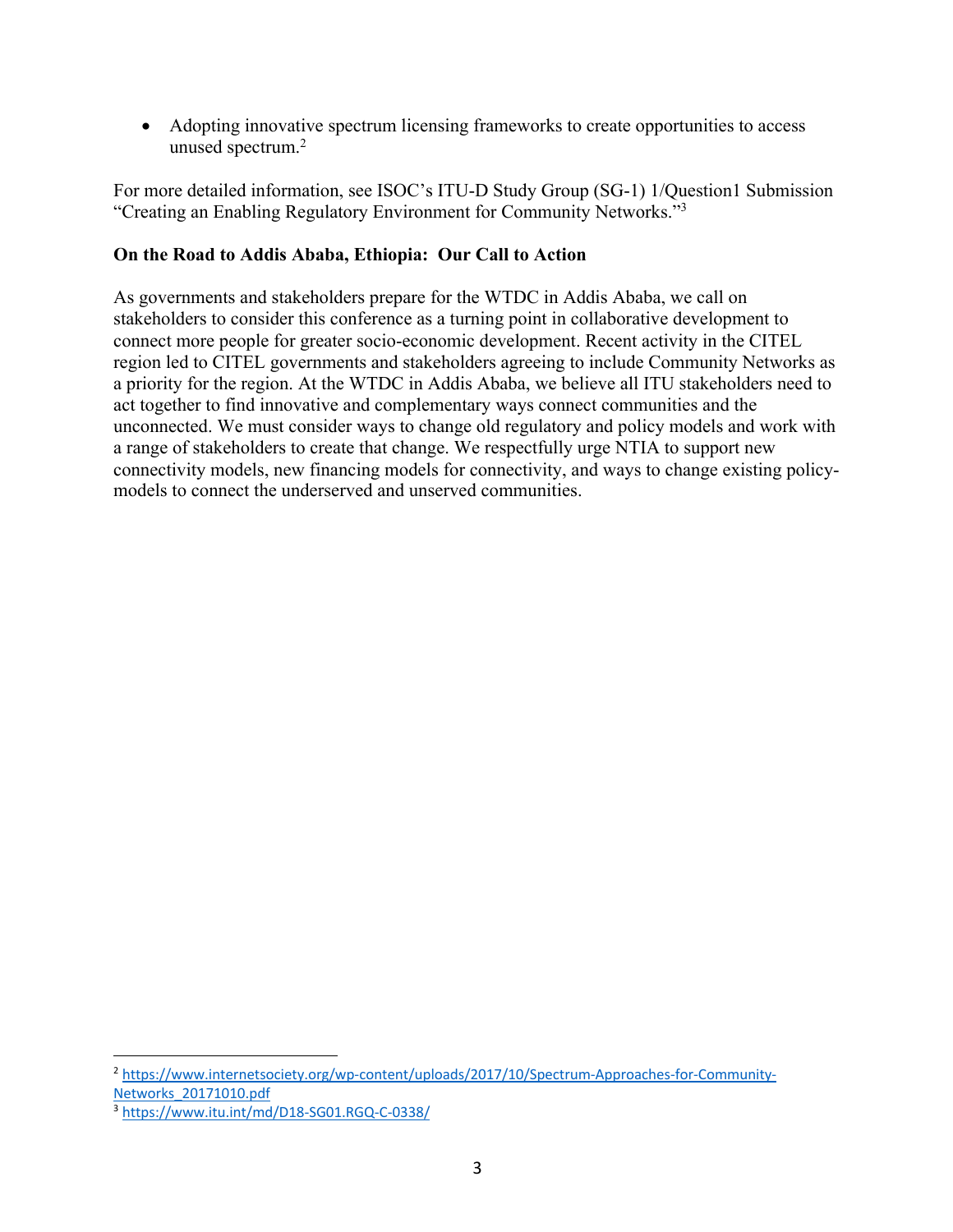- Adopting innovative spectrum licensing frameworks to create opportunities to access unused spectrum.[2]

For more detailed information, see ISOC's ITU-D Study Group (SG-1) 1/Question1 Submission "Creating an Enabling Regulatory Environment for Community Networks."[3]

**On the Road to Addis Ababa, Ethiopia: Our Call to Action**

As governments and stakeholders prepare for the WTDC in Addis Ababa, we call on stakeholders to consider this conference as a turning point in collaborative development to connect more people for greater socio-economic development. Recent activity in the CITEL region led to CITEL governments and stakeholders agreeing to include Community Networks as a priority for the region. At the WTDC in Addis Ababa, we believe all ITU stakeholders need to act together to find innovative and complementary ways connect communities and the unconnected. We must consider ways to change old regulatory and policy models and work with a range of stakeholders to create that change. We respectfully urge NTIA to support new connectivity models, new financing models for connectivity, and ways to change existing policy-models to connect the underserved and unserved communities.

---

[2] https://www.internetsociety.org/wp-content/uploads/2017/10/Spectrum-Approaches-for-Community-Networks_20171010.pdf

[3] https://www.itu.int/md/D18-SG01.RGQ-C-0338/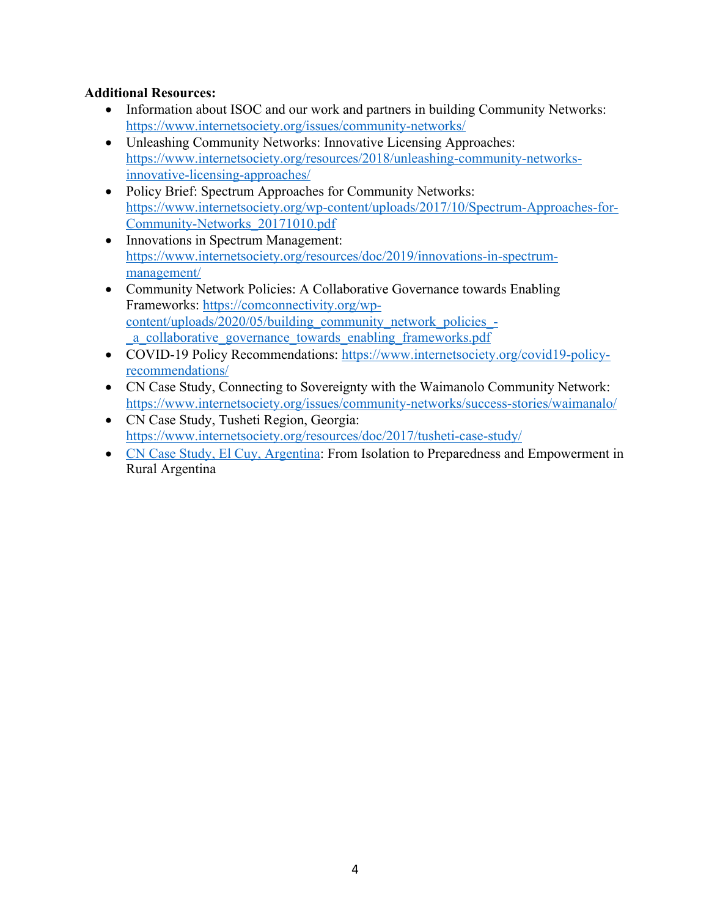**Additional Resources:**

- Information about ISOC and our work and partners in building Community Networks: https://www.internetsociety.org/issues/community-networks/
- Unleashing Community Networks: Innovative Licensing Approaches: https://www.internetsociety.org/resources/2018/unleashing-community-networks-innovative-licensing-approaches/
- Policy Brief: Spectrum Approaches for Community Networks: https://www.internetsociety.org/wp-content/uploads/2017/10/Spectrum-Approaches-for-Community-Networks_20171010.pdf
- Innovations in Spectrum Management: https://www.internetsociety.org/resources/doc/2019/innovations-in-spectrum-management/
- Community Network Policies: A Collaborative Governance towards Enabling Frameworks: https://comconnectivity.org/wp-content/uploads/2020/05/building_community_network_policies_-_a_collaborative_governance_towards_enabling_frameworks.pdf
- COVID-19 Policy Recommendations: https://www.internetsociety.org/covid19-policy-recommendations/
- CN Case Study, Connecting to Sovereignty with the Waimanolo Community Network: https://www.internetsociety.org/issues/community-networks/success-stories/waimanalo/
- CN Case Study, Tusheti Region, Georgia: https://www.internetsociety.org/resources/doc/2017/tusheti-case-study/
- CN Case Study, El Cuy, Argentina: From Isolation to Preparedness and Empowerment in Rural Argentina